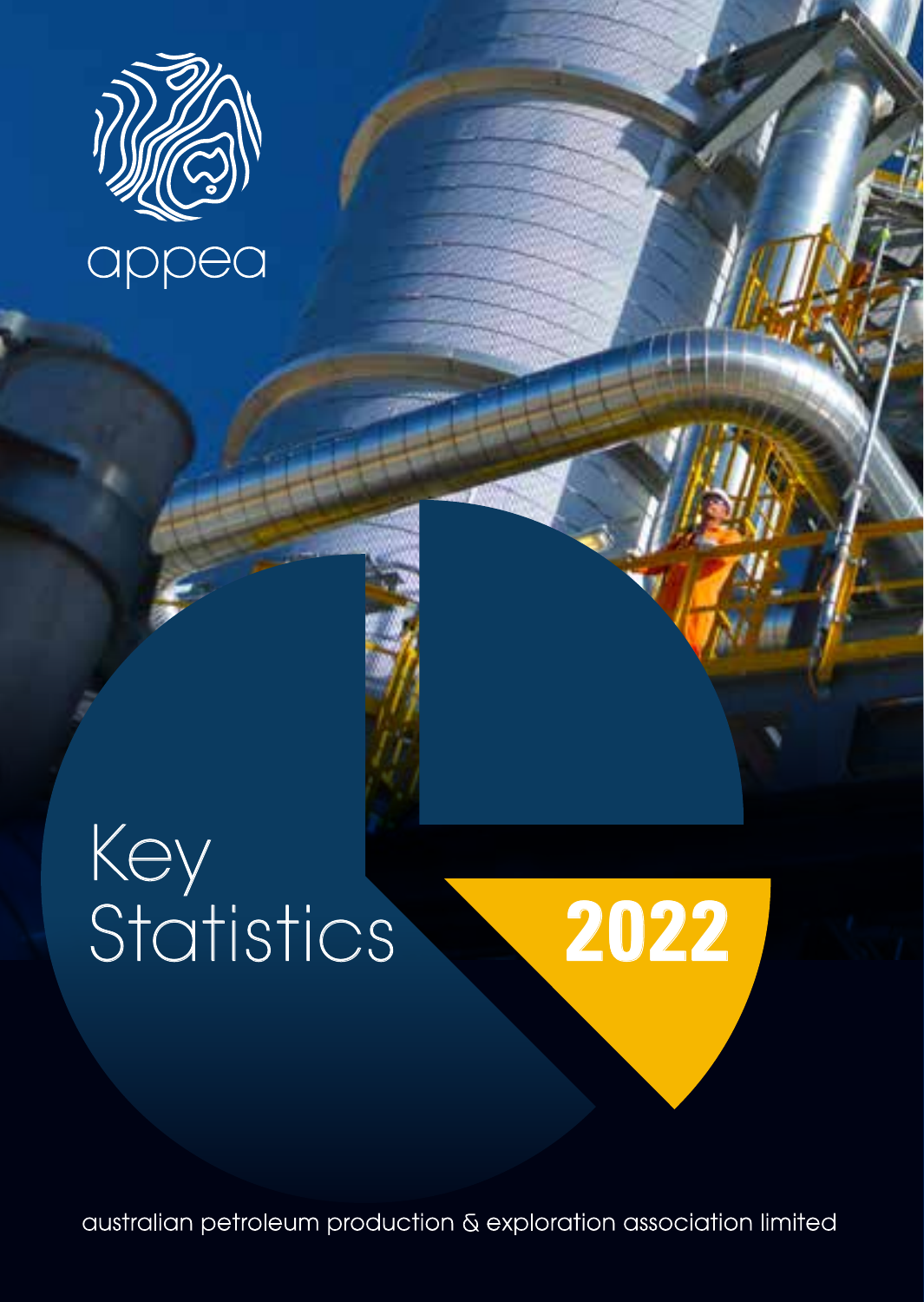appea

# Key Statistics 2022

australian petroleum production & exploration association limited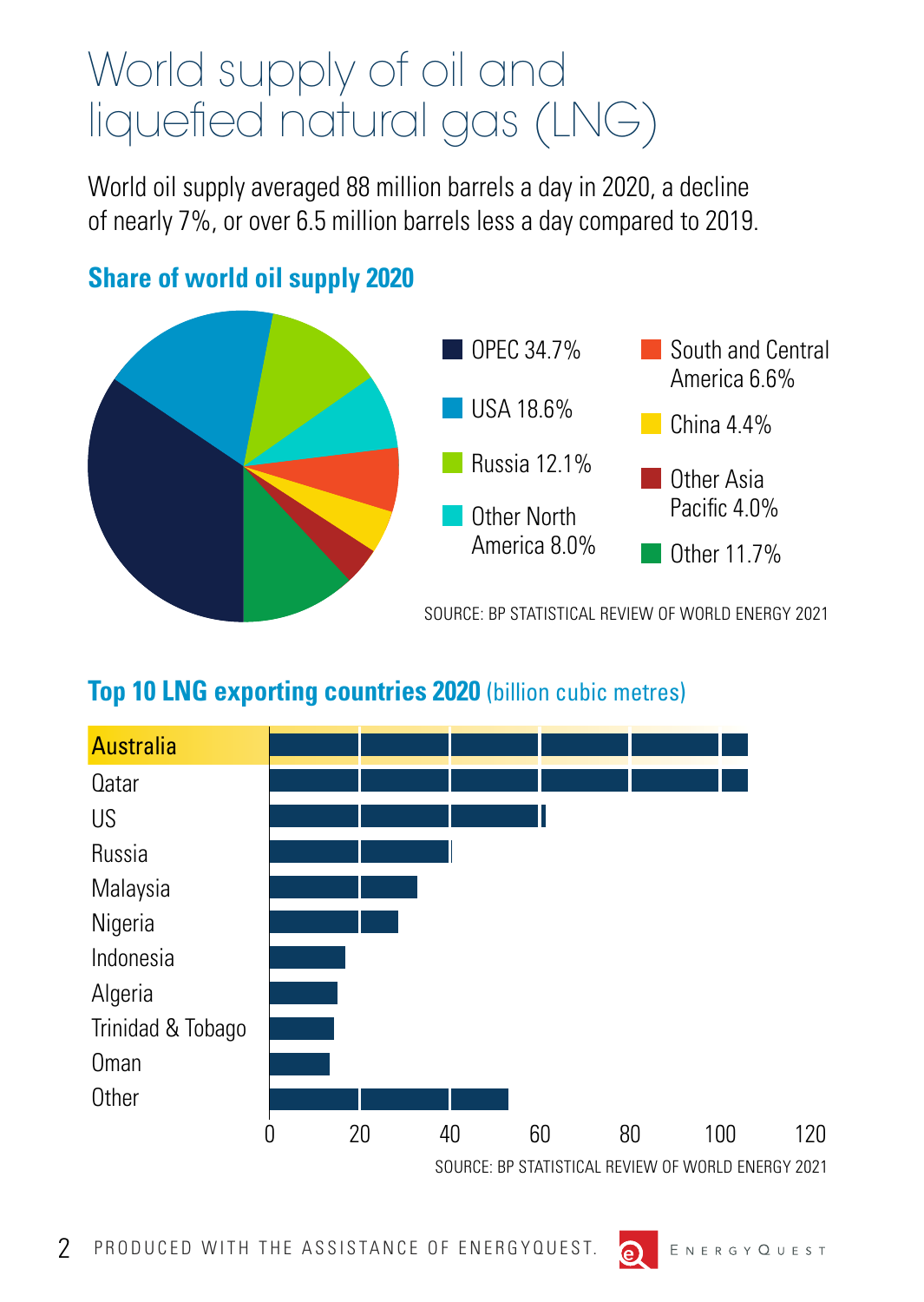# World supply of oil and liquefied natural gas (LNG)

World oil supply averaged 88 million barrels a day in 2020, a decline of nearly 7%, or over 6.5 million barrels less a day compared to 2019.

## Share of world oil supply 2020

- OPEC 34.7%
- USA 18.6%
- Russia 12.1%
- Other North America 8.0%
- South and Central America 6.6%
- China 4.4%
- Other Asia Pacific 4.0%
- Other 11.7%

SOURCE: BP STATISTICAL REVIEW OF WORLD ENERGY 2021

## Top 10 LNG exporting countries 2020 (billion cubic metres)

- Australia
- Qatar
- US
- Russia
- Malaysia
- Nigeria
- Indonesia
- Algeria
- Trinidad & Tobago
- Oman
- Other

Axis: 0, 20, 40, 60, 80, 100, 120

SOURCE: BP STATISTICAL REVIEW OF WORLD ENERGY 2021

PRODUCED WITH THE ASSISTANCE OF ENERGYQUEST.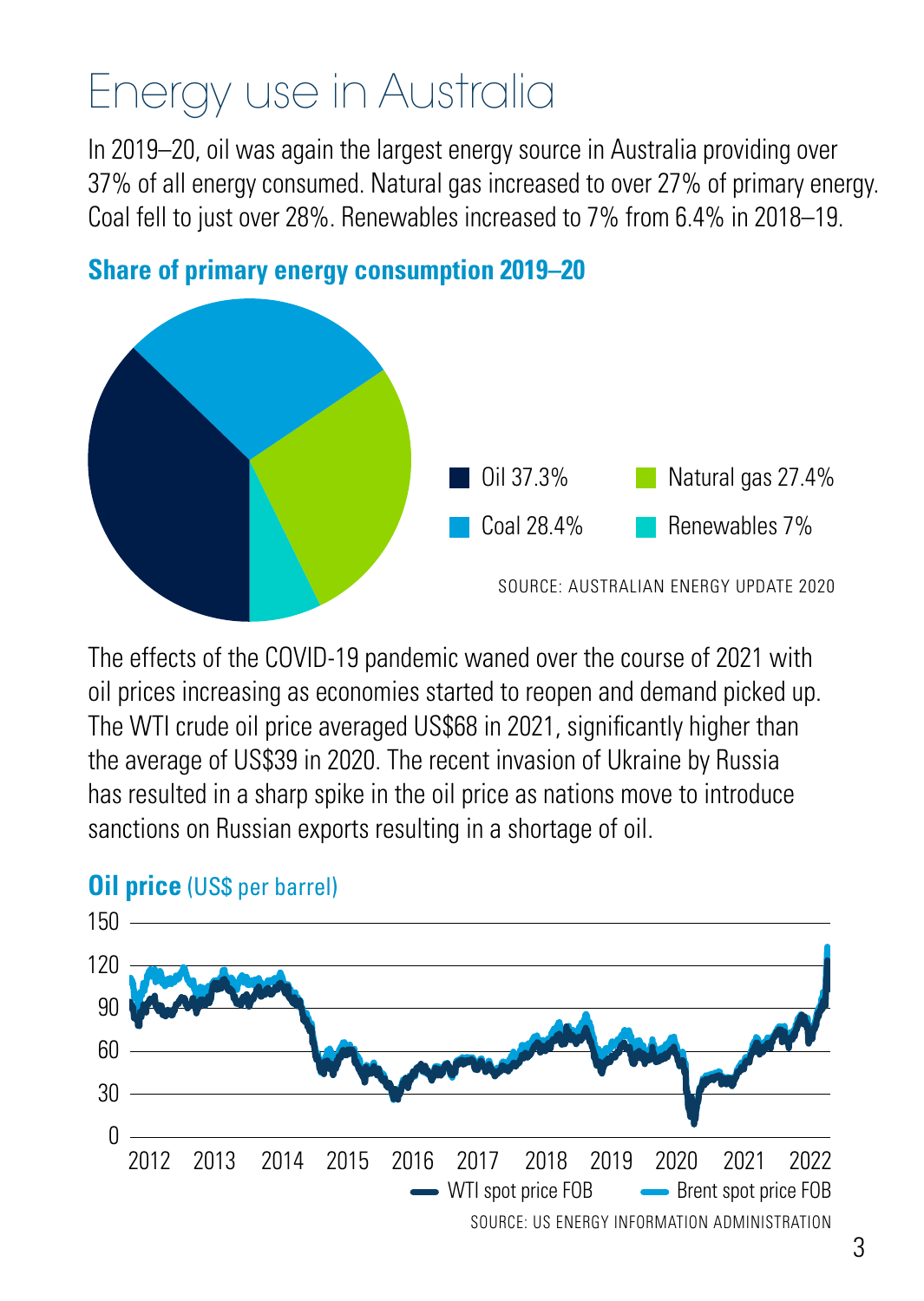# Energy use in Australia

In 2019–20, oil was again the largest energy source in Australia providing over 37% of all energy consumed. Natural gas increased to over 27% of primary energy. Coal fell to just over 28%. Renewables increased to 7% from 6.4% in 2018–19.

## Share of primary energy consumption 2019–20

Oil 37.3%

Natural gas 27.4%

Coal 28.4%

Renewables 7%

SOURCE: AUSTRALIAN ENERGY UPDATE 2020

The effects of the COVID-19 pandemic waned over the course of 2021 with oil prices increasing as economies started to reopen and demand picked up. The WTI crude oil price averaged US$68 in 2021, significantly higher than the average of US$39 in 2020. The recent invasion of Ukraine by Russia has resulted in a sharp spike in the oil price as nations move to introduce sanctions on Russian exports resulting in a shortage of oil.

## Oil price (US$ per barrel)

WTI spot price FOB

Brent spot price FOB

SOURCE: US ENERGY INFORMATION ADMINISTRATION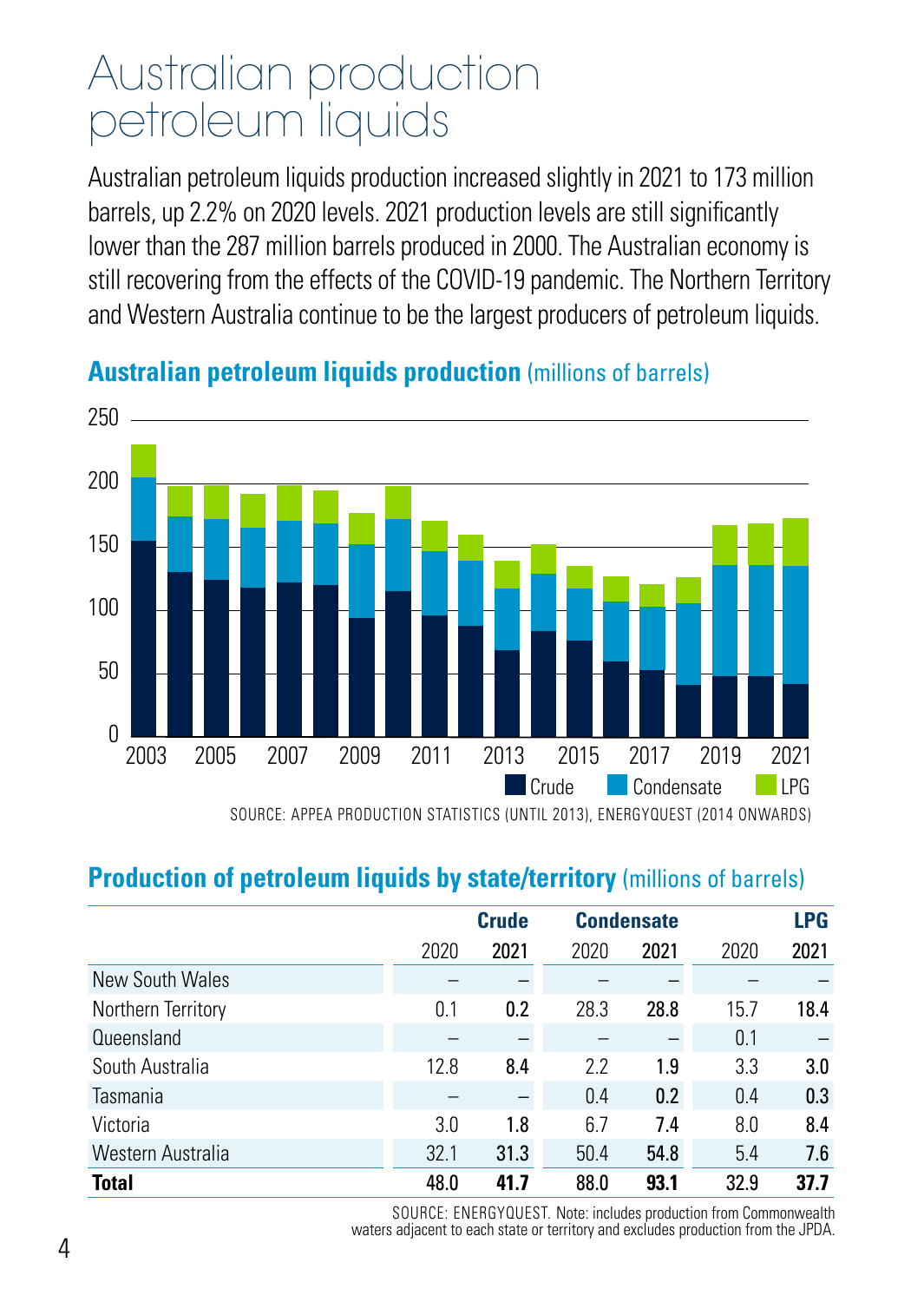# Australian production petroleum liquids

Australian petroleum liquids production increased slightly in 2021 to 173 million barrels, up 2.2% on 2020 levels. 2021 production levels are still significantly lower than the 287 million barrels produced in 2000. The Australian economy is still recovering from the effects of the COVID-19 pandemic. The Northern Territory and Western Australia continue to be the largest producers of petroleum liquids.

## Australian petroleum liquids production (millions of barrels)

SOURCE: APPEA PRODUCTION STATISTICS (UNTIL 2013), ENERGYQUEST (2014 ONWARDS)

## Production of petroleum liquids by state/territory (millions of barrels)

| | Crude | | Condensate | | LPG | |
|---|---|---|---|---|---|---|
| | 2020 | **2021** | 2020 | **2021** | 2020 | **2021** |
| New South Wales | – | – | – | – | – | – |
| Northern Territory | 0.1 | **0.2** | 28.3 | **28.8** | 15.7 | **18.4** |
| Queensland | – | – | – | – | 0.1 | – |
| South Australia | 12.8 | **8.4** | 2.2 | **1.9** | 3.3 | **3.0** |
| Tasmania | – | – | 0.4 | **0.2** | 0.4 | **0.3** |
| Victoria | 3.0 | **1.8** | 6.7 | **7.4** | 8.0 | **8.4** |
| Western Australia | 32.1 | **31.3** | 50.4 | **54.8** | 5.4 | **7.6** |
| **Total** | **48.0** | **41.7** | **88.0** | **93.1** | **32.9** | **37.7** |

SOURCE: ENERGYQUEST. Note: includes production from Commonwealth waters adjacent to each state or territory and excludes production from the JPDA.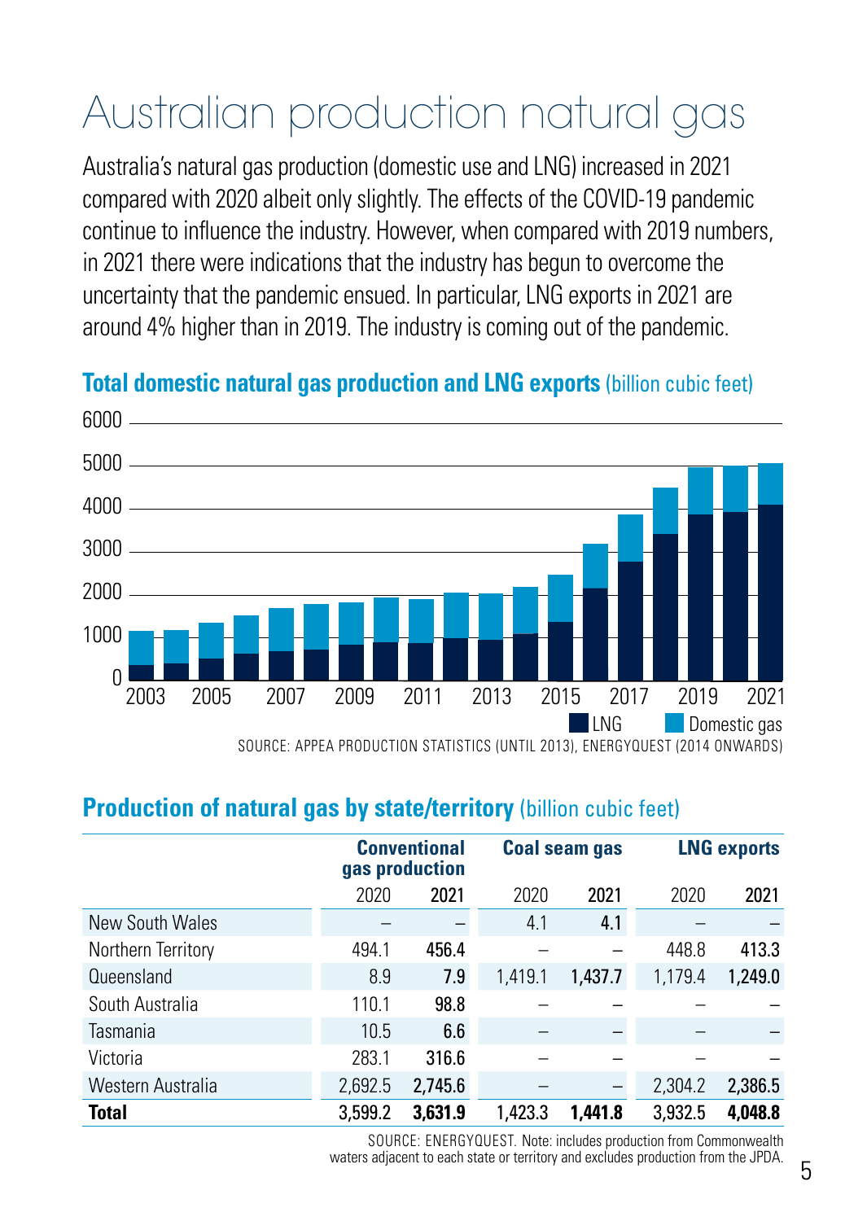# Australian production natural gas

Australia's natural gas production (domestic use and LNG) increased in 2021 compared with 2020 albeit only slightly. The effects of the COVID-19 pandemic continue to influence the industry. However, when compared with 2019 numbers, in 2021 there were indications that the industry has begun to overcome the uncertainty that the pandemic ensued. In particular, LNG exports in 2021 are around 4% higher than in 2019. The industry is coming out of the pandemic.

## Total domestic natural gas production and LNG exports (billion cubic feet)

SOURCE: APPEA PRODUCTION STATISTICS (UNTIL 2013), ENERGYQUEST (2014 ONWARDS)

## Production of natural gas by state/territory (billion cubic feet)

| | Conventional gas production | | Coal seam gas | | LNG exports | |
|---|---|---|---|---|---|---|
| | 2020 | **2021** | 2020 | **2021** | 2020 | **2021** |
| New South Wales | – | – | 4.1 | **4.1** | – | – |
| Northern Territory | 494.1 | **456.4** | – | – | 448.8 | **413.3** |
| Queensland | 8.9 | **7.9** | 1,419.1 | **1,437.7** | 1,179.4 | **1,249.0** |
| South Australia | 110.1 | **98.8** | – | – | – | – |
| Tasmania | 10.5 | **6.6** | – | – | – | – |
| Victoria | 283.1 | **316.6** | – | – | – | – |
| Western Australia | 2,692.5 | **2,745.6** | – | – | 2,304.2 | **2,386.5** |
| **Total** | 3,599.2 | **3,631.9** | 1,423.3 | **1,441.8** | 3,932.5 | **4,048.8** |

SOURCE: ENERGYQUEST. Note: includes production from Commonwealth waters adjacent to each state or territory and excludes production from the JPDA.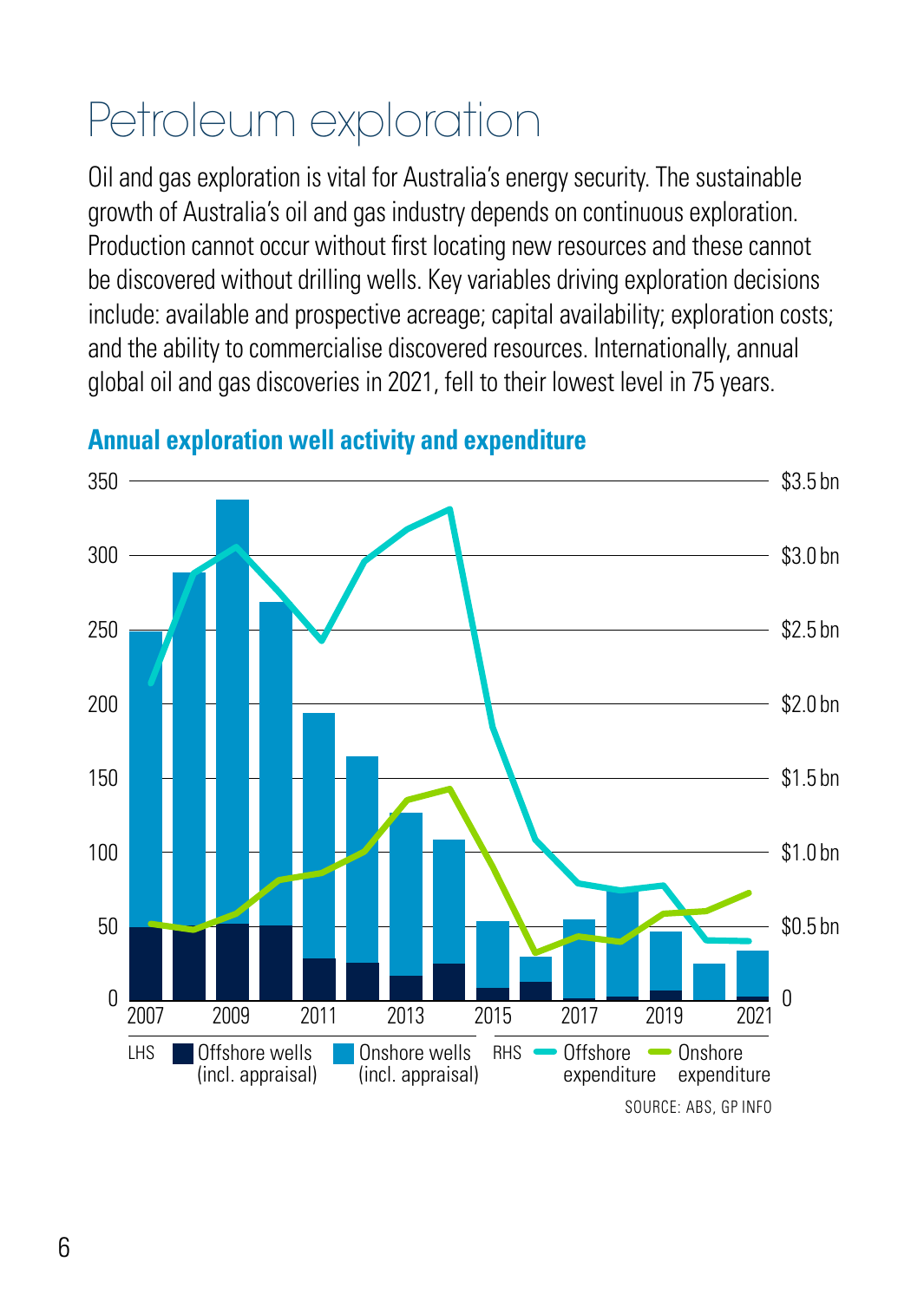# Petroleum exploration

Oil and gas exploration is vital for Australia's energy security. The sustainable growth of Australia's oil and gas industry depends on continuous exploration. Production cannot occur without first locating new resources and these cannot be discovered without drilling wells. Key variables driving exploration decisions include: available and prospective acreage; capital availability; exploration costs; and the ability to commercialise discovered resources. Internationally, annual global oil and gas discoveries in 2021, fell to their lowest level in 75 years.

## Annual exploration well activity and expenditure

LHS: Offshore wells (incl. appraisal), Onshore wells (incl. appraisal)
RHS: Offshore expenditure, Onshore expenditure

SOURCE: ABS, GP INFO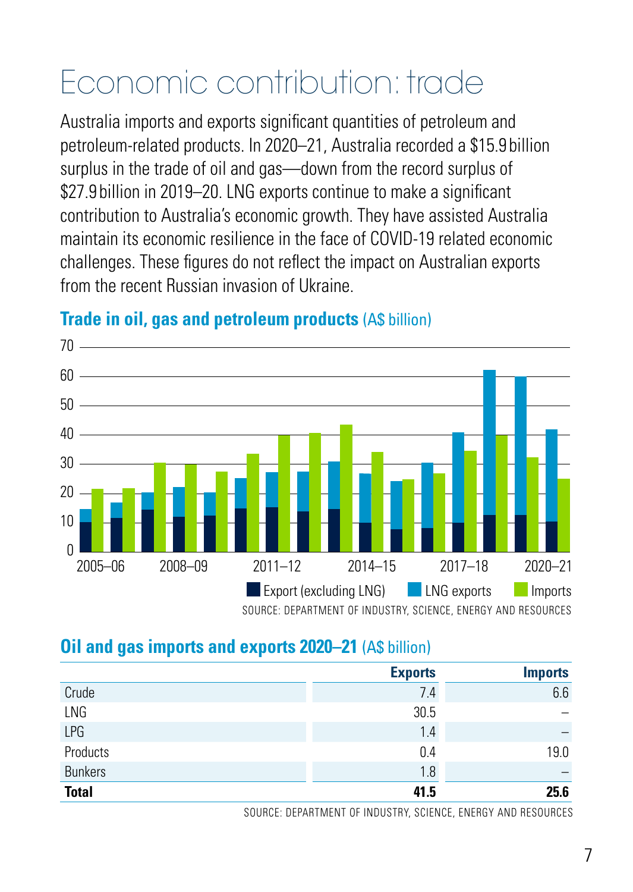# Economic contribution: trade

Australia imports and exports significant quantities of petroleum and petroleum-related products. In 2020–21, Australia recorded a $15.9 billion surplus in the trade of oil and gas—down from the record surplus of $27.9 billion in 2019–20. LNG exports continue to make a significant contribution to Australia's economic growth. They have assisted Australia maintain its economic resilience in the face of COVID-19 related economic challenges. These figures do not reflect the impact on Australian exports from the recent Russian invasion of Ukraine.

## Trade in oil, gas and petroleum products (A$ billion)

Legend: Export (excluding LNG) | LNG exports | Imports

SOURCE: DEPARTMENT OF INDUSTRY, SCIENCE, ENERGY AND RESOURCES

## Oil and gas imports and exports 2020–21 (A$ billion)

| | Exports | Imports |
|---|---|---|
| Crude | 7.4 | 6.6 |
| LNG | 30.5 | – |
| LPG | 1.4 | – |
| Products | 0.4 | 19.0 |
| Bunkers | 1.8 | – |
| **Total** | **41.5** | **25.6** |

SOURCE: DEPARTMENT OF INDUSTRY, SCIENCE, ENERGY AND RESOURCES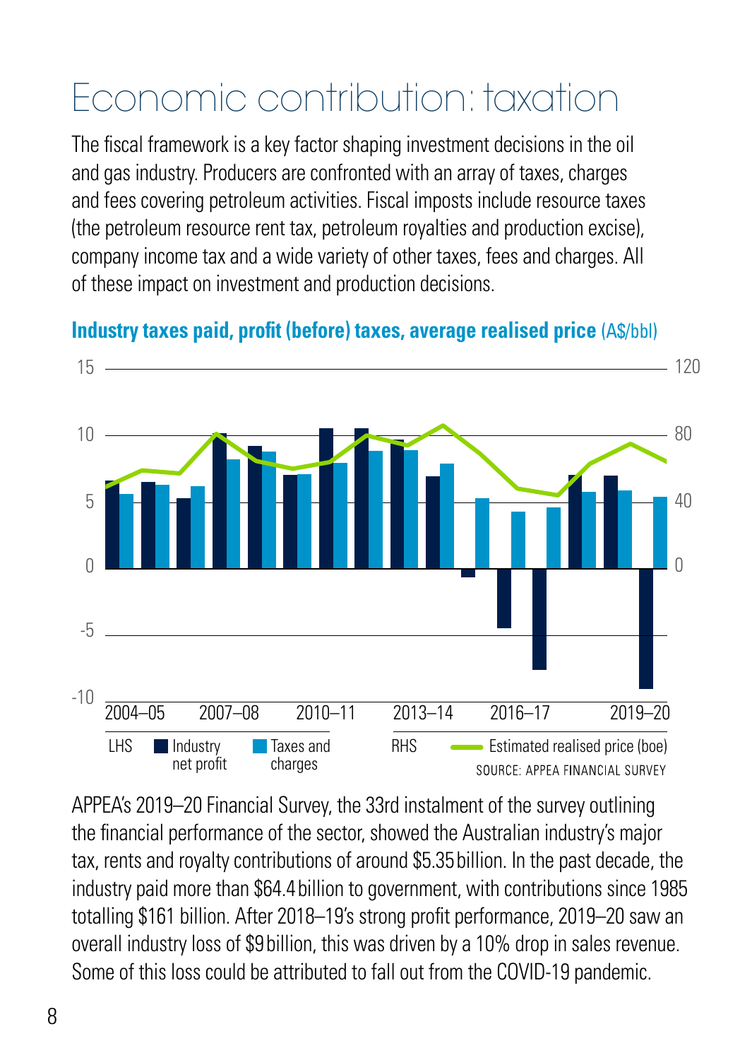# Economic contribution: taxation

The fiscal framework is a key factor shaping investment decisions in the oil and gas industry. Producers are confronted with an array of taxes, charges and fees covering petroleum activities. Fiscal imposts include resource taxes (the petroleum resource rent tax, petroleum royalties and production excise), company income tax and a wide variety of other taxes, fees and charges. All of these impact on investment and production decisions.

**Industry taxes paid, profit (before) taxes, average realised price** (A$/bbl)

LHS: Industry net profit; Taxes and charges. RHS: Estimated realised price (boe)

SOURCE: APPEA FINANCIAL SURVEY

APPEA's 2019–20 Financial Survey, the 33rd instalment of the survey outlining the financial performance of the sector, showed the Australian industry's major tax, rents and royalty contributions of around $5.35 billion. In the past decade, the industry paid more than $64.4 billion to government, with contributions since 1985 totalling $161 billion. After 2018–19's strong profit performance, 2019–20 saw an overall industry loss of $9 billion, this was driven by a 10% drop in sales revenue. Some of this loss could be attributed to fall out from the COVID-19 pandemic.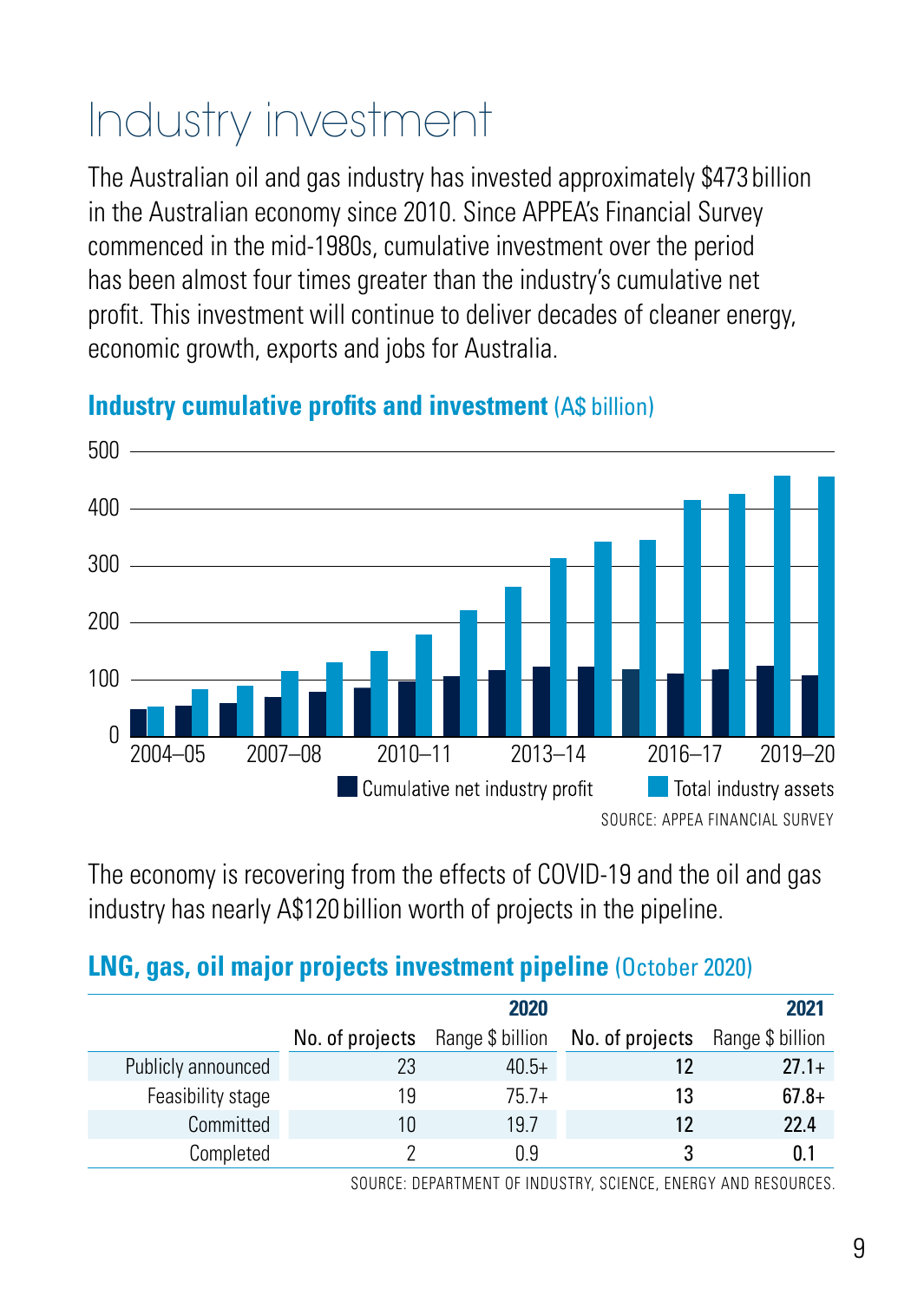# Industry investment

The Australian oil and gas industry has invested approximately $473 billion in the Australian economy since 2010. Since APPEA's Financial Survey commenced in the mid-1980s, cumulative investment over the period has been almost four times greater than the industry's cumulative net profit. This investment will continue to deliver decades of cleaner energy, economic growth, exports and jobs for Australia.

**Industry cumulative profits and investment** (A$ billion)

Legend: Cumulative net industry profit; Total industry assets

X-axis labels: 2004–05, 2007–08, 2010–11, 2013–14, 2016–17, 2019–20

Y-axis: 0, 100, 200, 300, 400, 500

SOURCE: APPEA FINANCIAL SURVEY

The economy is recovering from the effects of COVID-19 and the oil and gas industry has nearly A$120 billion worth of projects in the pipeline.

**LNG, gas, oil major projects investment pipeline** (October 2020)

| | 2020 | | 2021 | |
|---|---|---|---|---|
| | No. of projects | Range $ billion | No. of projects | Range $ billion |
| Publicly announced | 23 | 40.5+ | **12** | **27.1+** |
| Feasibility stage | 19 | 75.7+ | **13** | **67.8+** |
| Committed | 10 | 19.7 | **12** | **22.4** |
| Completed | 2 | 0.9 | **3** | **0.1** |

SOURCE: DEPARTMENT OF INDUSTRY, SCIENCE, ENERGY AND RESOURCES.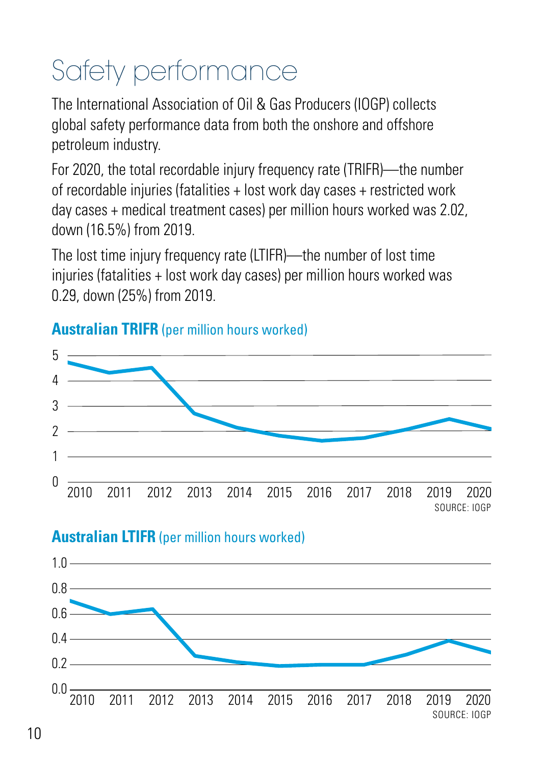# Safety performance

The International Association of Oil & Gas Producers (IOGP) collects global safety performance data from both the onshore and offshore petroleum industry.

For 2020, the total recordable injury frequency rate (TRIFR)—the number of recordable injuries (fatalities + lost work day cases + restricted work day cases + medical treatment cases) per million hours worked was 2.02, down (16.5%) from 2019.

The lost time injury frequency rate (LTIFR)—the number of lost time injuries (fatalities + lost work day cases) per million hours worked was 0.29, down (25%) from 2019.

**Australian TRIFR** (per million hours worked)

SOURCE: IOGP

**Australian LTIFR** (per million hours worked)

SOURCE: IOGP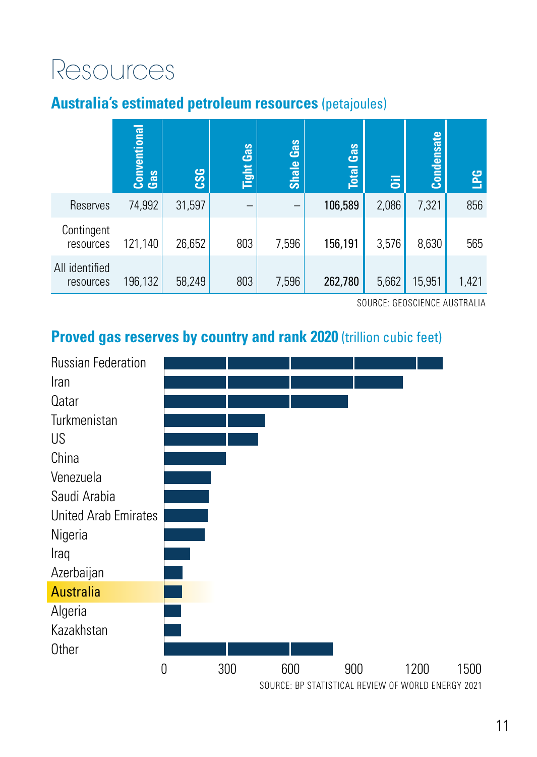# Resources

## Australia's estimated petroleum resources (petajoules)

| | Conventional Gas | CSG | Tight Gas | Shale Gas | Total Gas | Oil | Condensate | LPG |
|---|---|---|---|---|---|---|---|---|
| Reserves | 74,992 | 31,597 | – | – | **106,589** | 2,086 | 7,321 | 856 |
| Contingent resources | 121,140 | 26,652 | 803 | 7,596 | **156,191** | 3,576 | 8,630 | 565 |
| All identified resources | 196,132 | 58,249 | 803 | 7,596 | **262,780** | 5,662 | 15,951 | 1,421 |

SOURCE: GEOSCIENCE AUSTRALIA

## Proved gas reserves by country and rank 2020 (trillion cubic feet)

Russian Federation
Iran
Qatar
Turkmenistan
US
China
Venezuela
Saudi Arabia
United Arab Emirates
Nigeria
Iraq
Azerbaijan
Australia
Algeria
Kazakhstan
Other

0 300 600 900 1200 1500

SOURCE: BP STATISTICAL REVIEW OF WORLD ENERGY 2021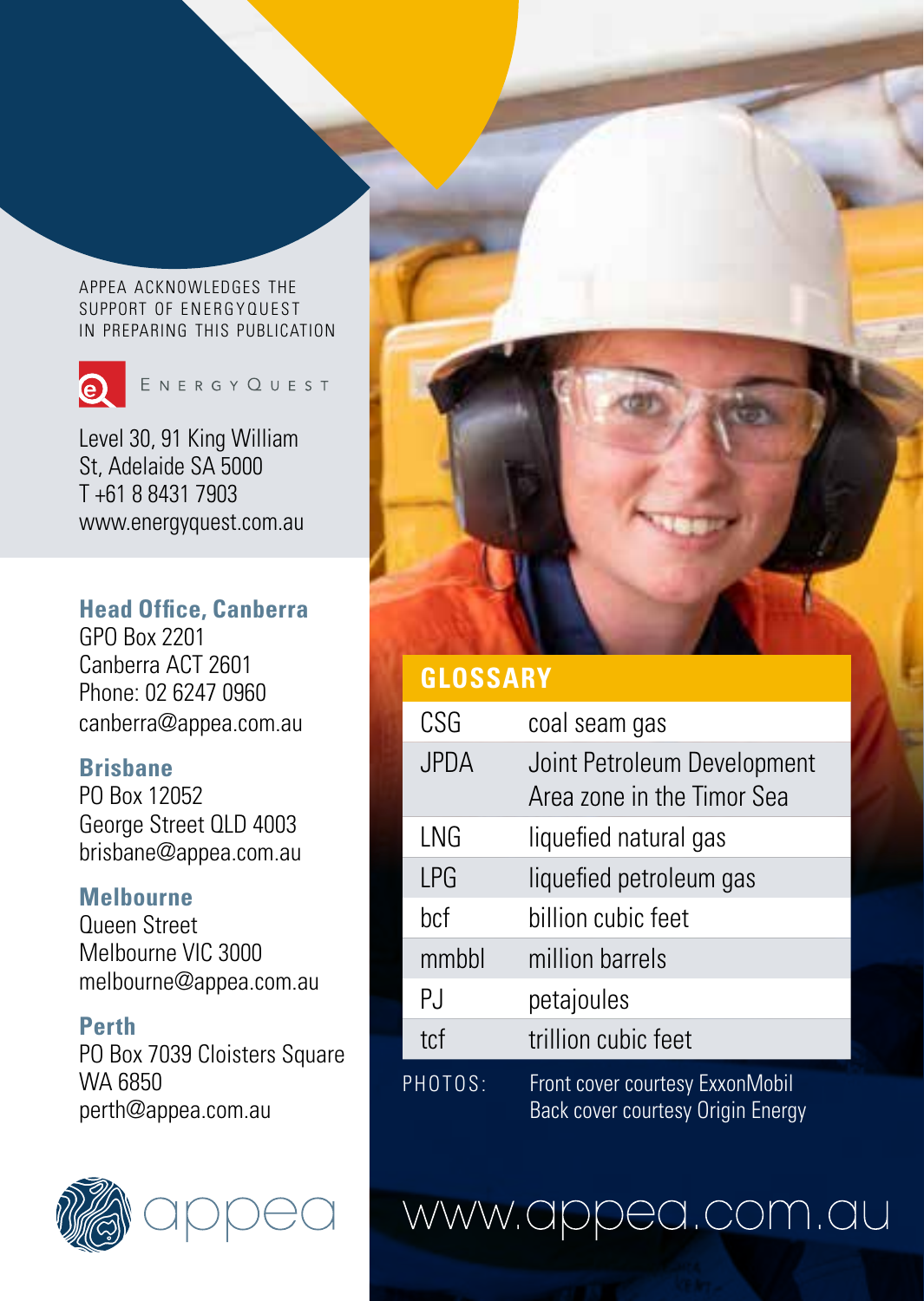APPEA ACKNOWLEDGES THE SUPPORT OF ENERGYQUEST IN PREPARING THIS PUBLICATION

ENERGYQUEST

Level 30, 91 King William St, Adelaide SA 5000
T +61 8 8431 7903
www.energyquest.com.au

**Head Office, Canberra**
GPO Box 2201
Canberra ACT 2601
Phone: 02 6247 0960
canberra@appea.com.au

**Brisbane**
PO Box 12052
George Street QLD 4003
brisbane@appea.com.au

**Melbourne**
Queen Street
Melbourne VIC 3000
melbourne@appea.com.au

**Perth**
PO Box 7039 Cloisters Square
WA 6850
perth@appea.com.au

appea

## GLOSSARY

| | |
|---|---|
| CSG | coal seam gas |
| JPDA | Joint Petroleum Development Area zone in the Timor Sea |
| LNG | liquefied natural gas |
| LPG | liquefied petroleum gas |
| bcf | billion cubic feet |
| mmbbl | million barrels |
| PJ | petajoules |
| tcf | trillion cubic feet |

PHOTOS: Front cover courtesy ExxonMobil
Back cover courtesy Origin Energy

www.appea.com.au